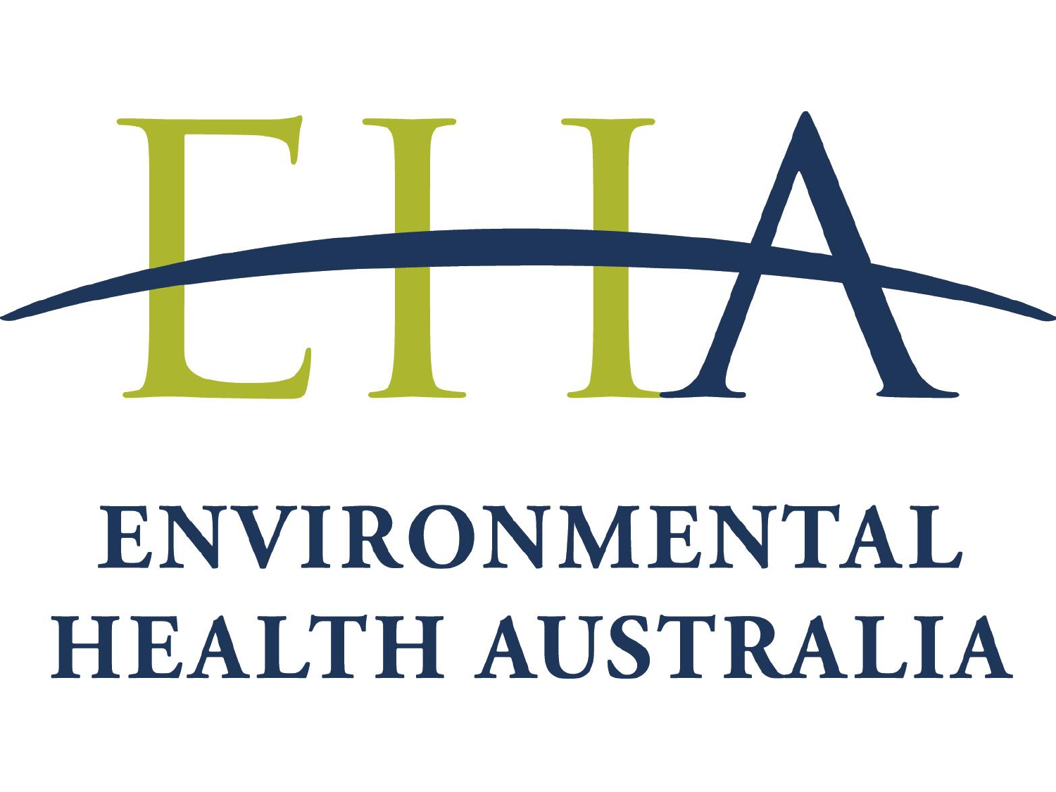EHA

ENVIRONMENTAL HEALTH AUSTRALIA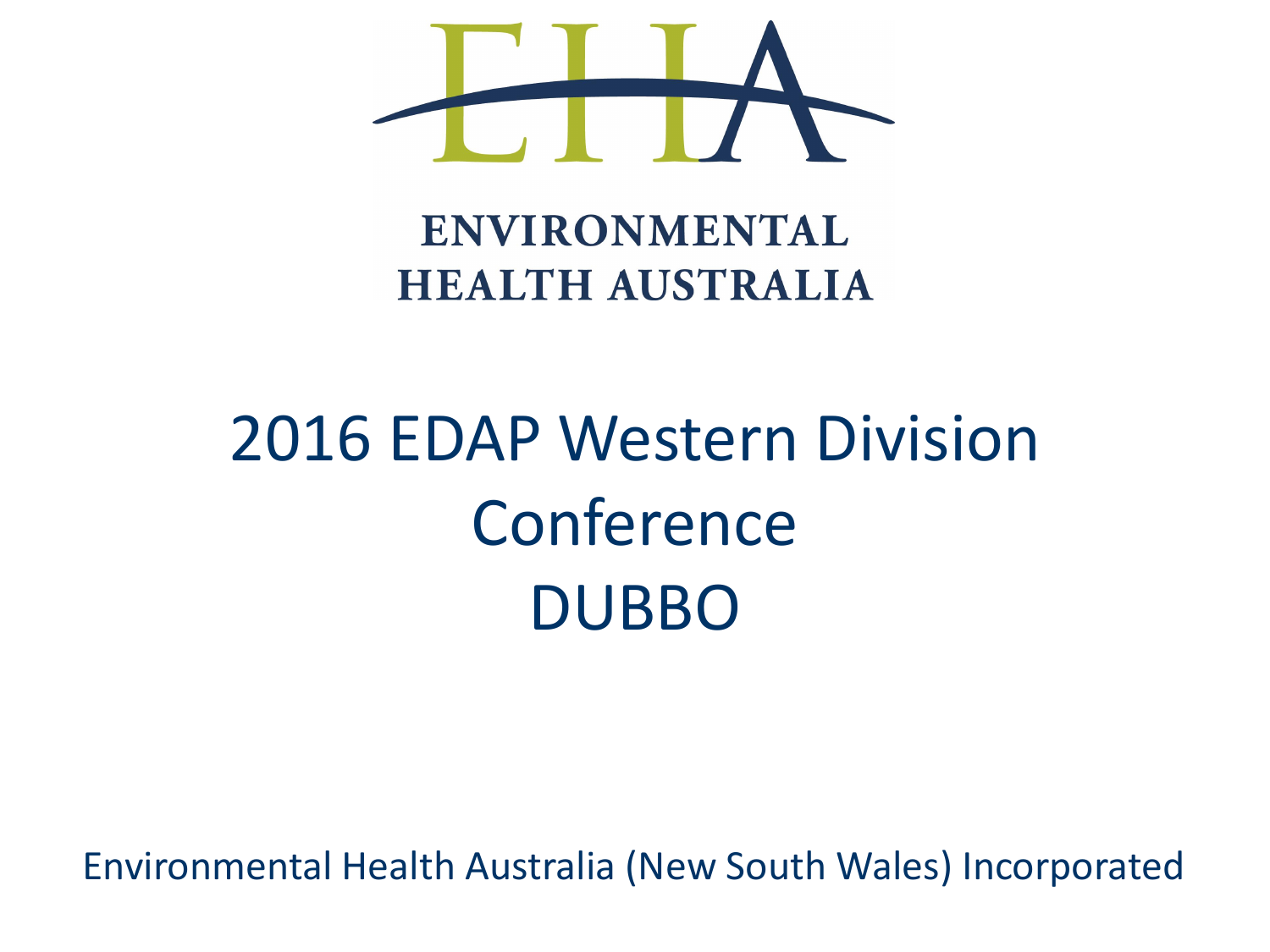ENVIRONMENTAL
HEALTH AUSTRALIA

# 2016 EDAP Western Division Conference DUBBO

Environmental Health Australia (New South Wales) Incorporated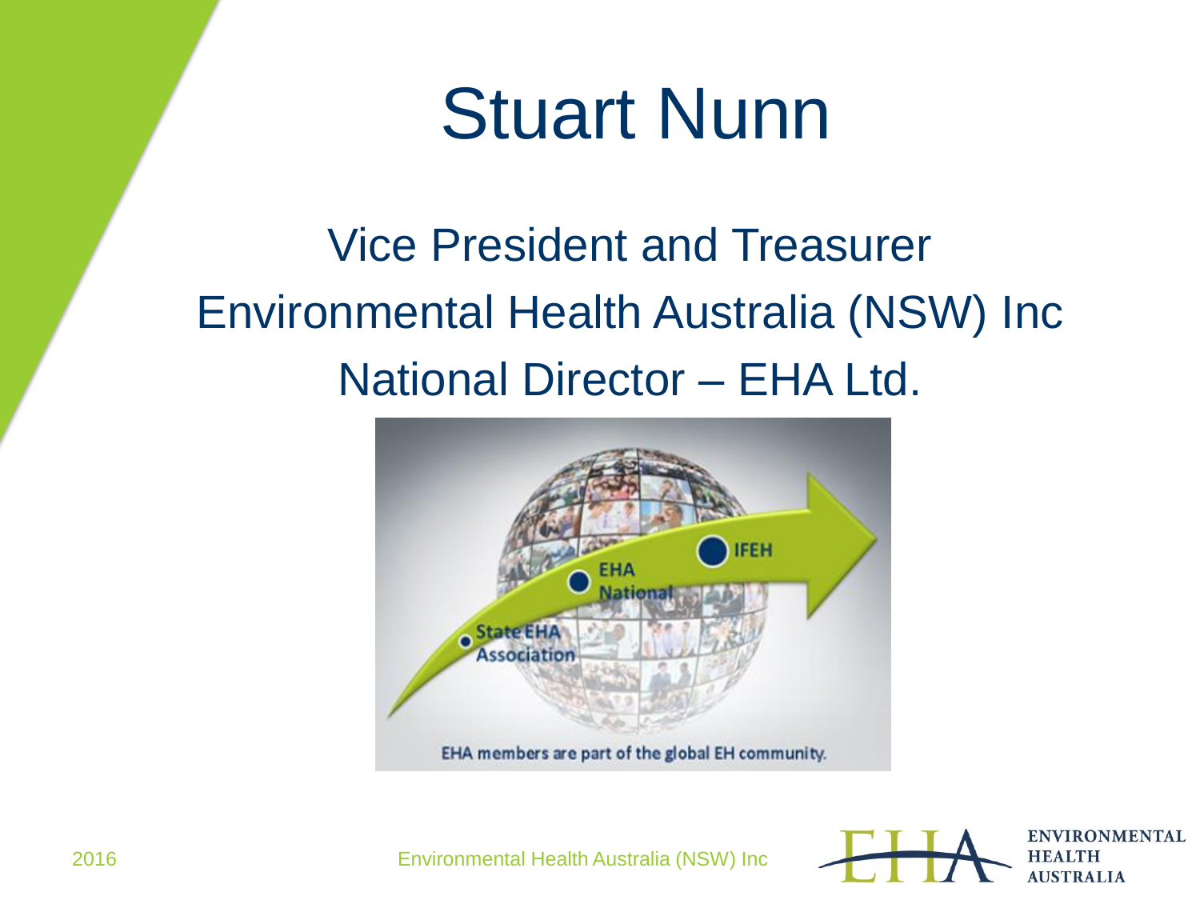# Stuart Nunn

Vice President and Treasurer

Environmental Health Australia (NSW) Inc

National Director – EHA Ltd.

EHA members are part of the global EH community.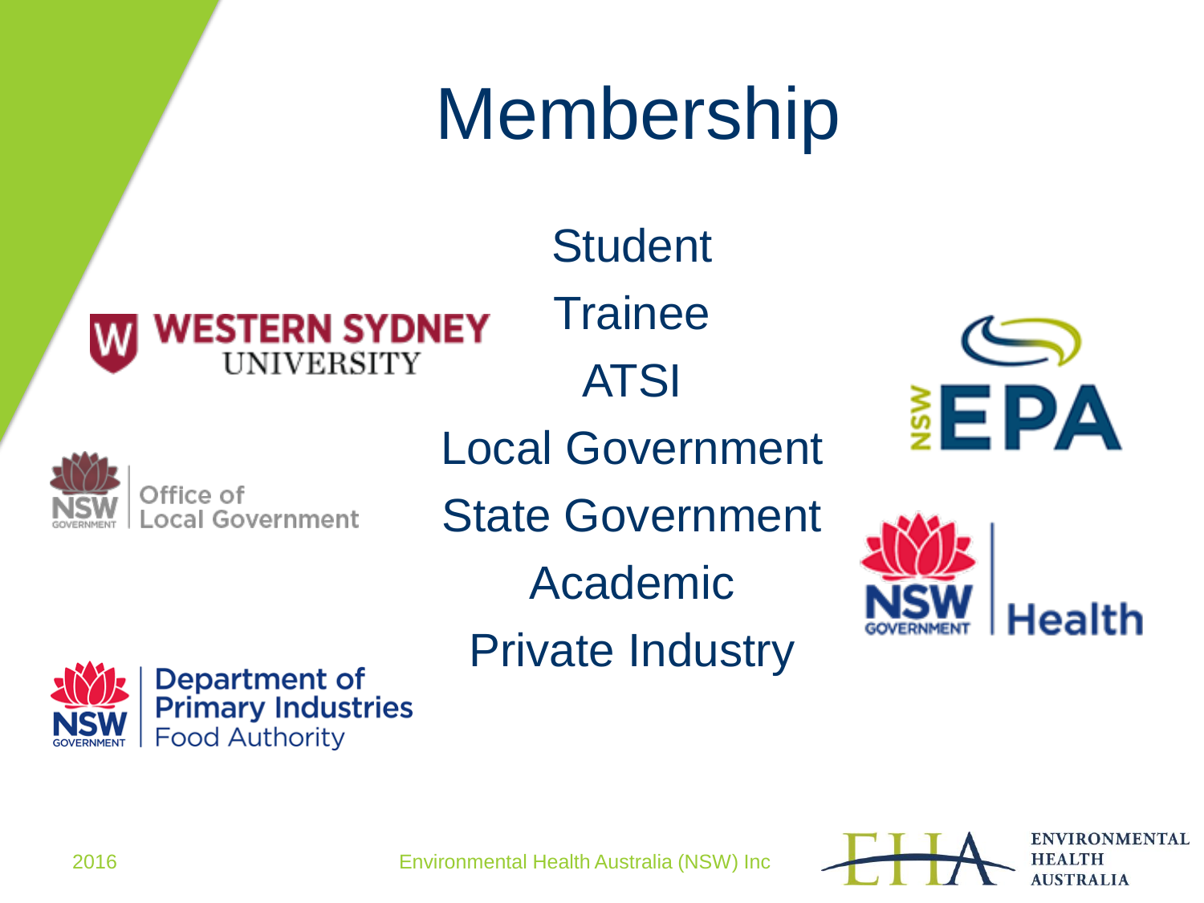# Membership

Student

Trainee

ATSI

Local Government

State Government

Academic

Private Industry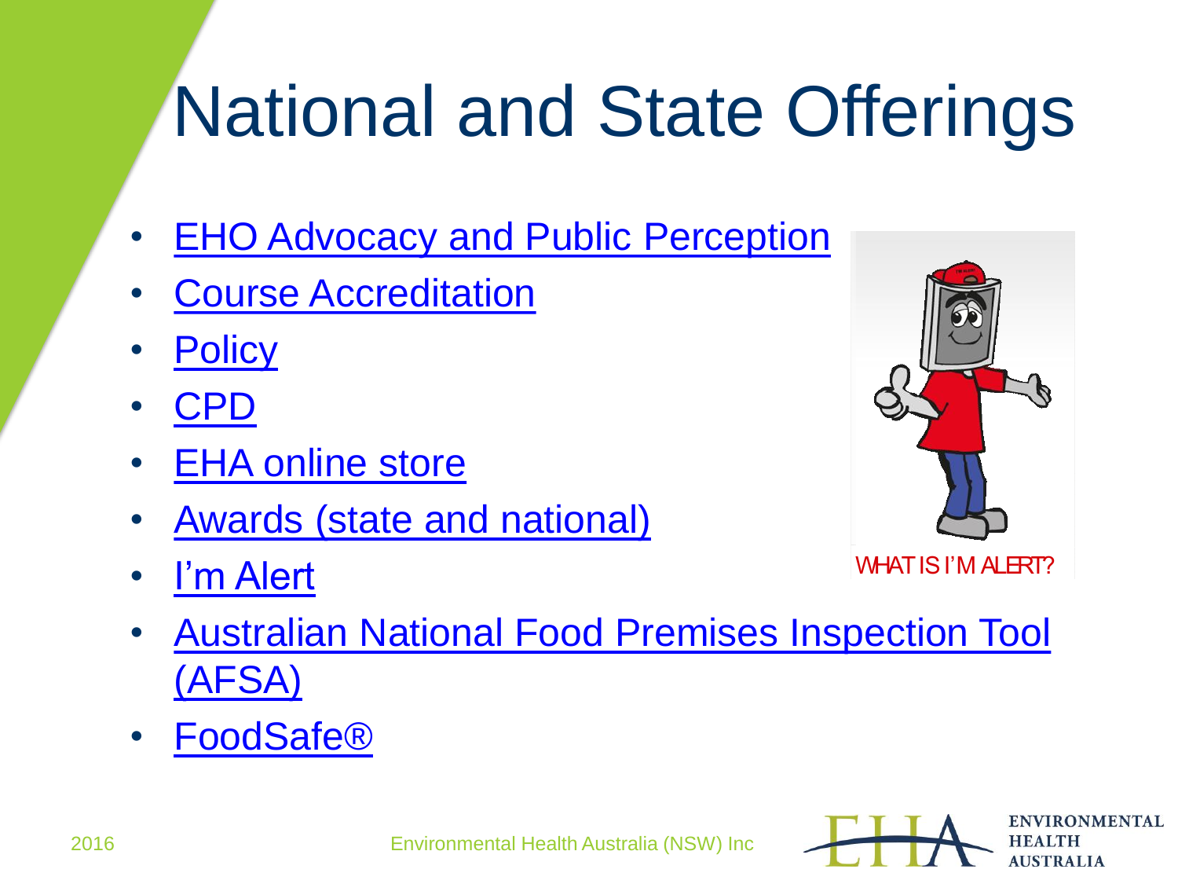# National and State Offerings

- EHO Advocacy and Public Perception
- Course Accreditation
- Policy
- CPD
- EHA online store
- Awards (state and national)
- I'm Alert
- Australian National Food Premises Inspection Tool (AFSA)
- FoodSafe®

WHAT IS I'M ALERT?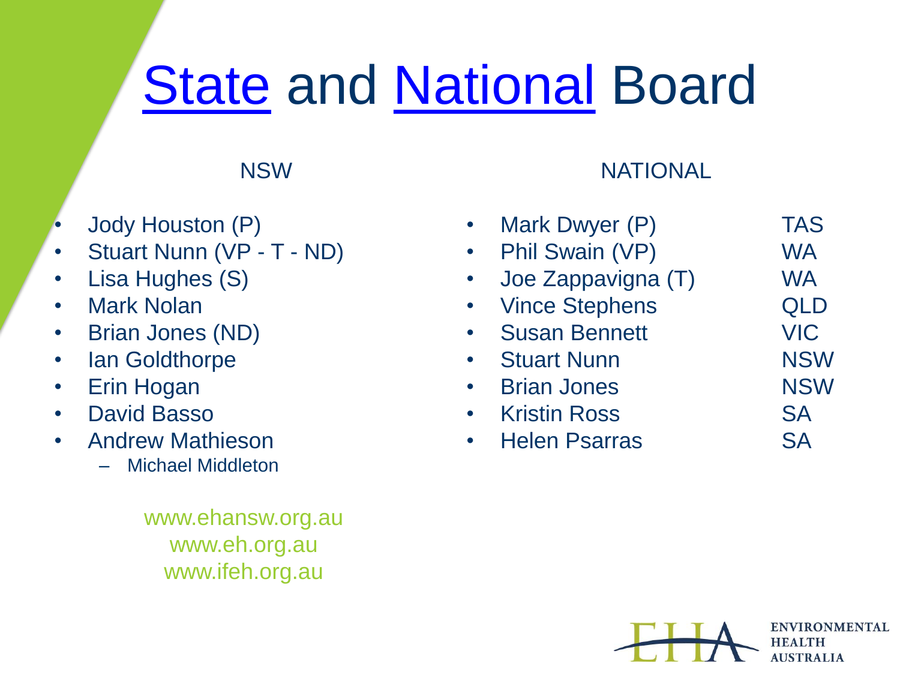# State and National Board

## NSW

- Jody Houston (P)
- Stuart Nunn (VP - T - ND)
- Lisa Hughes (S)
- Mark Nolan
- Brian Jones (ND)
- Ian Goldthorpe
- Erin Hogan
- David Basso
- Andrew Mathieson
  - Michael Middleton

www.ehansw.org.au
www.eh.org.au
www.ifeh.org.au

## NATIONAL

- Mark Dwyer (P) TAS
- Phil Swain (VP) WA
- Joe Zappavigna (T) WA
- Vince Stephens QLD
- Susan Bennett VIC
- Stuart Nunn NSW
- Brian Jones NSW
- Kristin Ross SA
- Helen Psarras SA

EHA ENVIRONMENTAL HEALTH AUSTRALIA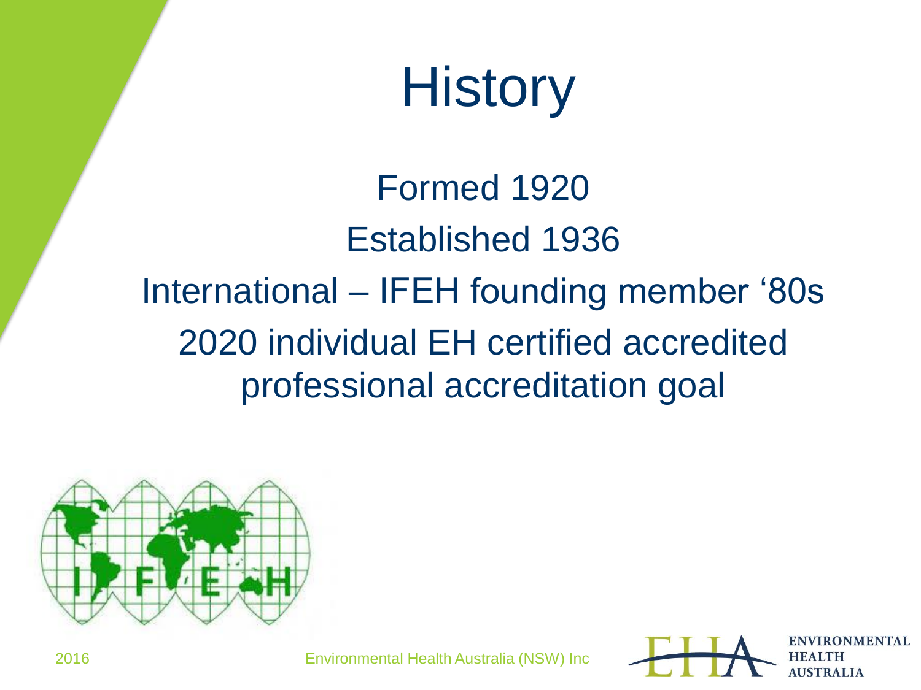# History

Formed 1920

Established 1936

International – IFEH founding member ‘80s

2020 individual EH certified accredited professional accreditation goal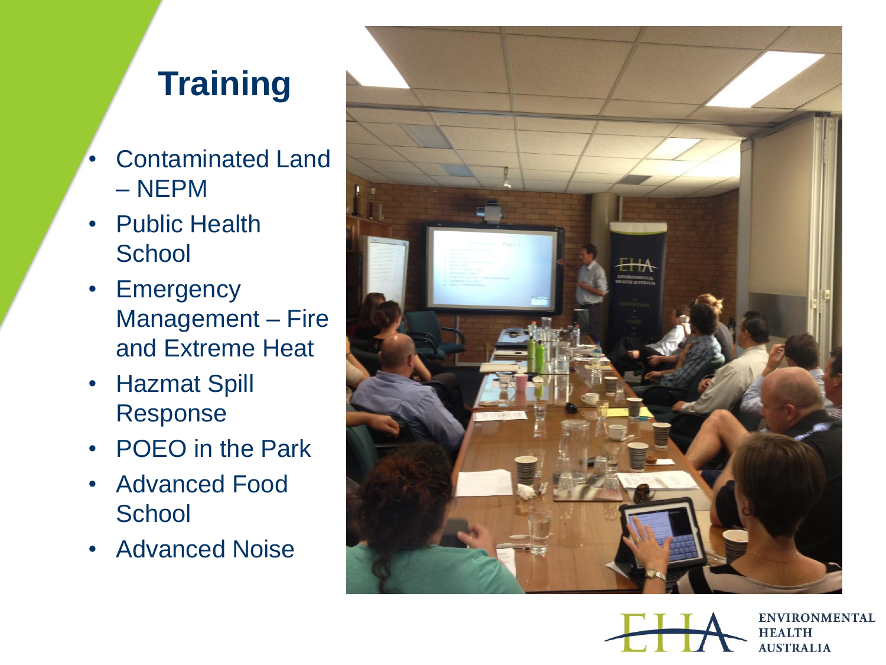# Training

- Contaminated Land – NEPM
- Public Health School
- Emergency Management – Fire and Extreme Heat
- Hazmat Spill Response
- POEO in the Park
- Advanced Food School
- Advanced Noise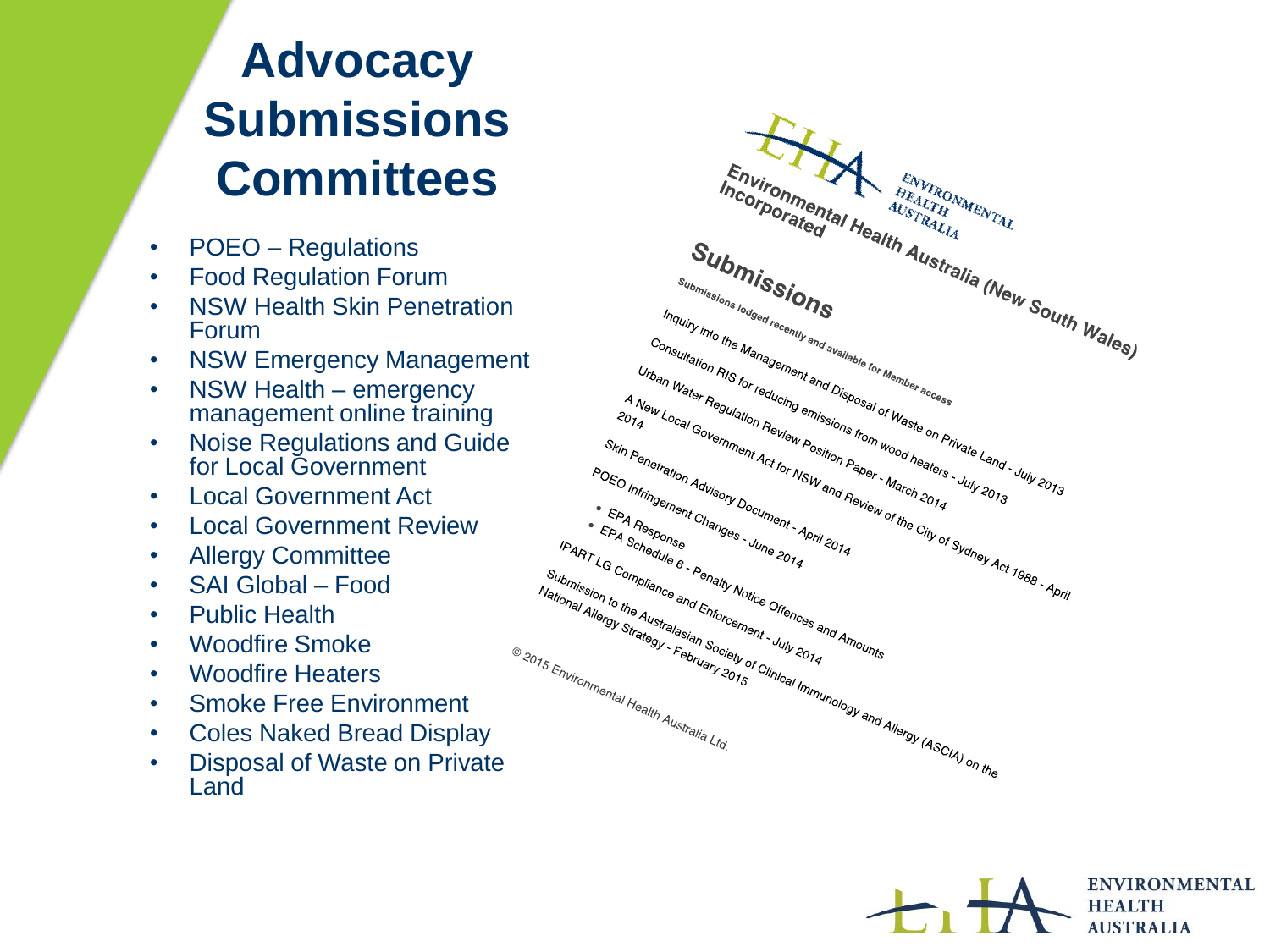# Advocacy Submissions Committees

- POEO – Regulations
- Food Regulation Forum
- NSW Health Skin Penetration Forum
- NSW Emergency Management
- NSW Health – emergency management online training
- Noise Regulations and Guide for Local Government
- Local Government Act
- Local Government Review
- Allergy Committee
- SAI Global – Food
- Public Health
- Woodfire Smoke
- Woodfire Heaters
- Smoke Free Environment
- Coles Naked Bread Display
- Disposal of Waste on Private Land

Environmental Health Australia (New South Wales) Incorporated

## Submissions

Submissions lodged recently and available for Member access

Inquiry into the Management and Disposal of Waste on Private Land - July 2013

Consultation RIS for reducing emissions from wood heaters - July 2013

Urban Water Regulation Review Position Paper - March 2014

A New Local Government Act for NSW and Review of the City of Sydney Act 1988 - April 2014

Skin Penetration Advisory Document - April 2014

POEO Infringement Changes - June 2014

- EPA Response
- EPA Schedule 6 - Penalty Notice Offences and Amounts

IPART LG Compliance and Enforcement - July 2014

Submission to the Australasian Society of Clinical Immunology and Allergy (ASCIA) on the National Allergy Strategy - February 2015

© 2015 Environmental Health Australia Ltd.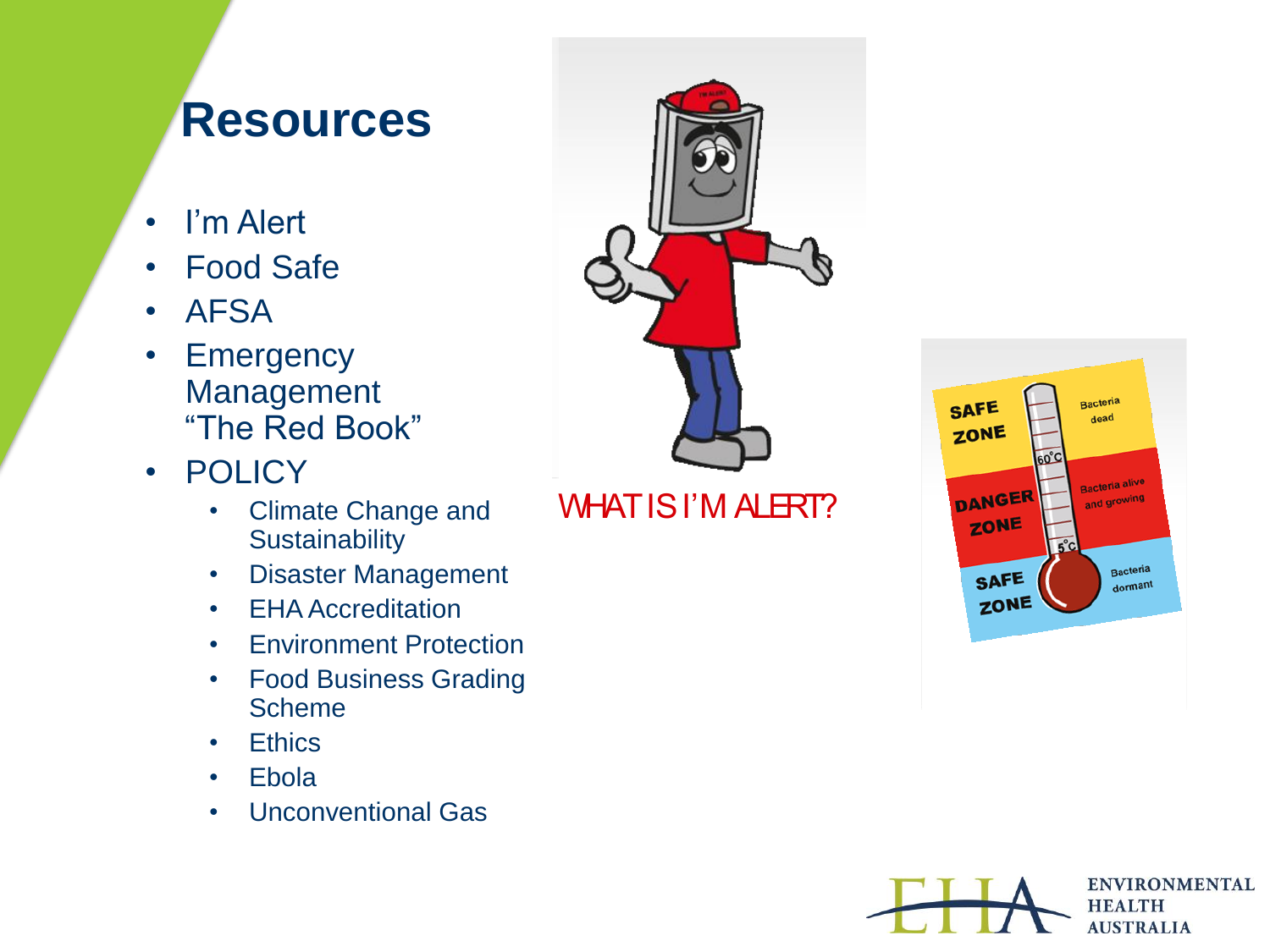# Resources

- I'm Alert
- Food Safe
- AFSA
- Emergency Management "The Red Book"
- POLICY
  - Climate Change and Sustainability
  - Disaster Management
  - EHA Accreditation
  - Environment Protection
  - Food Business Grading Scheme
  - Ethics
  - Ebola
  - Unconventional Gas

WHAT IS I'M ALERT?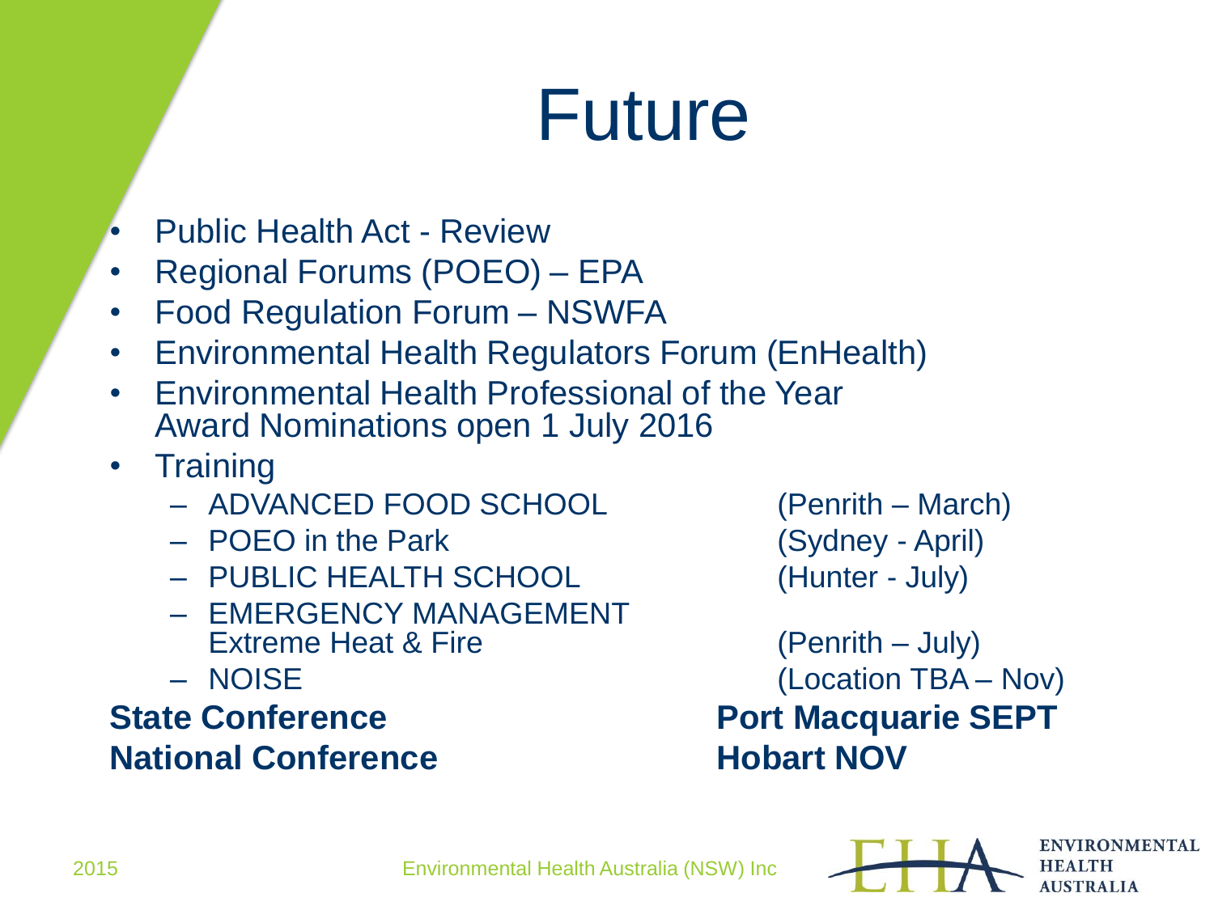# Future

- Public Health Act - Review
- Regional Forums (POEO) – EPA
- Food Regulation Forum – NSWFA
- Environmental Health Regulators Forum (EnHealth)
- Environmental Health Professional of the Year Award Nominations open 1 July 2016
- Training
  - ADVANCED FOOD SCHOOL (Penrith – March)
  - POEO in the Park (Sydney - April)
  - PUBLIC HEALTH SCHOOL (Hunter - July)
  - EMERGENCY MANAGEMENT Extreme Heat & Fire (Penrith – July)
  - NOISE (Location TBA – Nov)

**State Conference** **Port Macquarie SEPT**

**National Conference** **Hobart NOV**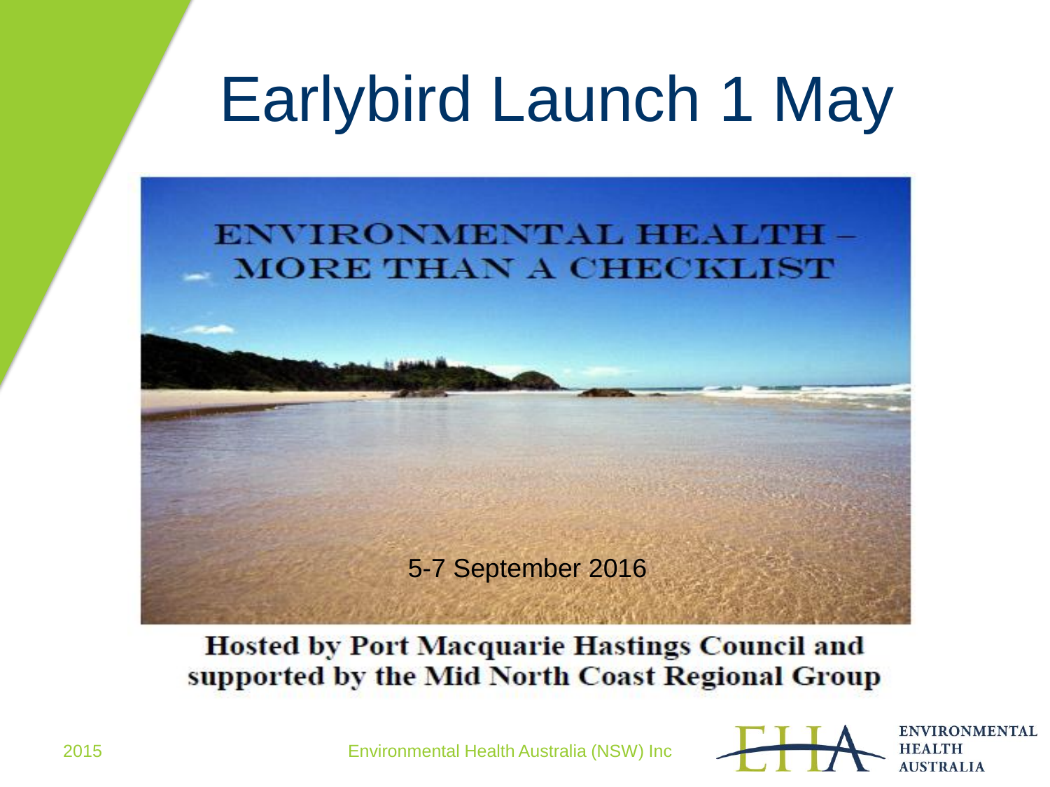# Earlybird Launch 1 May

ENVIRONMENTAL HEALTH – MORE THAN A CHECKLIST

5-7 September 2016

**Hosted by Port Macquarie Hastings Council and supported by the Mid North Coast Regional Group**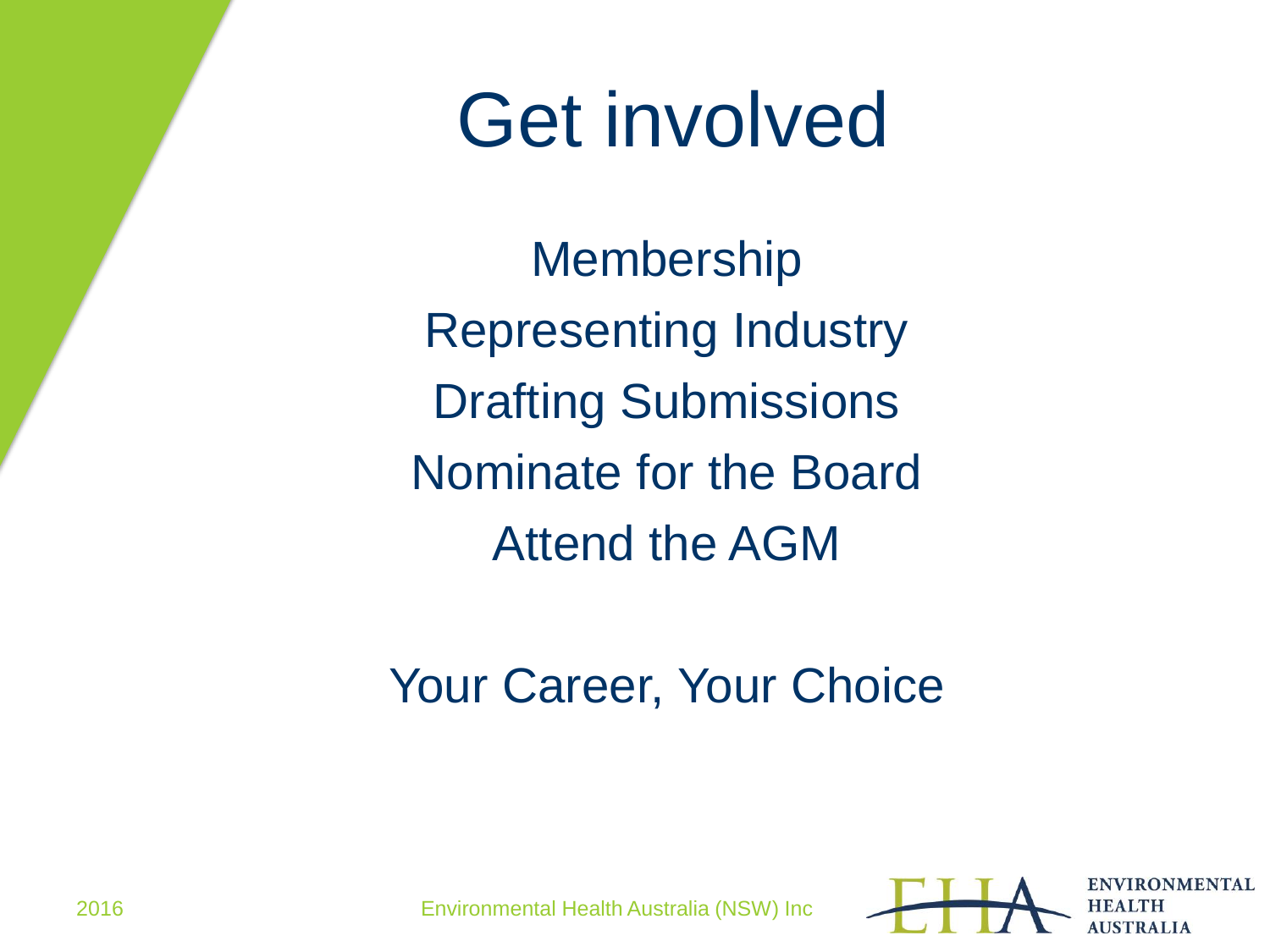# Get involved

Membership

Representing Industry

Drafting Submissions

Nominate for the Board

Attend the AGM

Your Career, Your Choice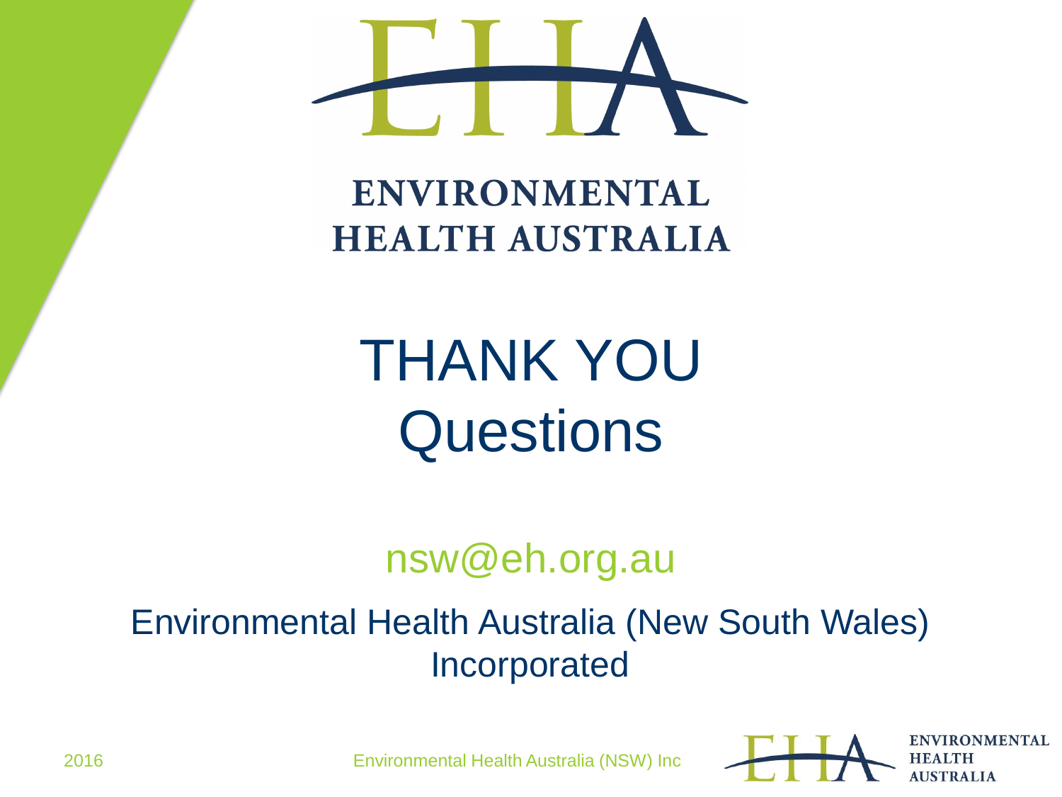ENVIRONMENTAL HEALTH AUSTRALIA

# THANK YOU
# Questions

nsw@eh.org.au

Environmental Health Australia (New South Wales) Incorporated